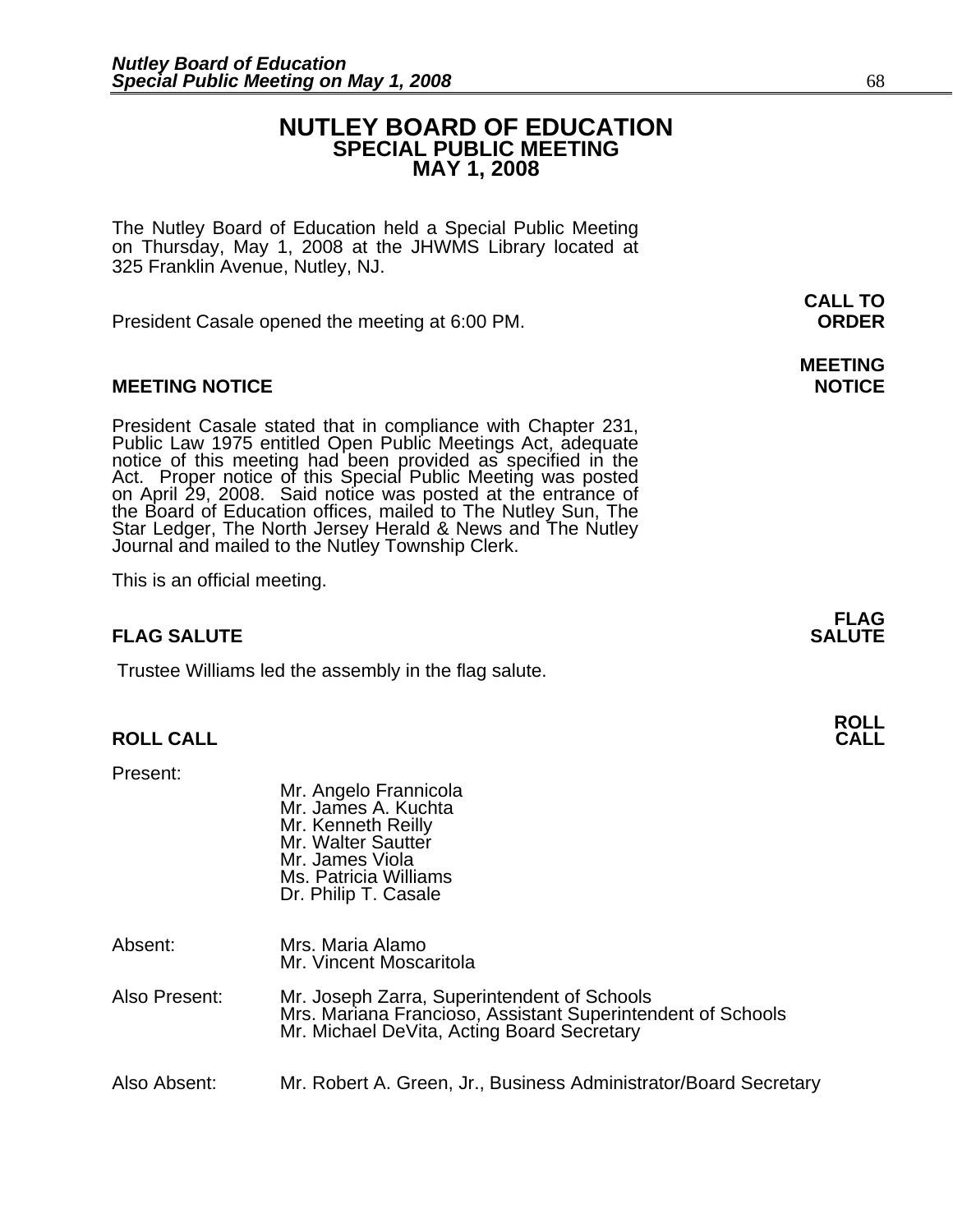# NUTLEY BOARD OF EDUCATION
## SPECIAL PUBLIC MEETING
## MAY 1, 2008

The Nutley Board of Education held a Special Public Meeting on Thursday, May 1, 2008 at the JHWMS Library located at 325 Franklin Avenue, Nutley, NJ.

**CALL TO ORDER**

President Casale opened the meeting at 6:00 PM.

**MEETING NOTICE**

President Casale stated that in compliance with Chapter 231, Public Law 1975 entitled Open Public Meetings Act, adequate notice of this meeting had been provided as specified in the Act. Proper notice of this Special Public Meeting was posted on April 29, 2008. Said notice was posted at the entrance of the Board of Education offices, mailed to The Nutley Sun, The Star Ledger, The North Jersey Herald & News and The Nutley Journal and mailed to the Nutley Township Clerk.

This is an official meeting.

**FLAG SALUTE**

Trustee Williams led the assembly in the flag salute.

**ROLL CALL**

Present:
- Mr. Angelo Frannicola
- Mr. James A. Kuchta
- Mr. Kenneth Reilly
- Mr. Walter Sautter
- Mr. James Viola
- Ms. Patricia Williams
- Dr. Philip T. Casale

Absent:
- Mrs. Maria Alamo
- Mr. Vincent Moscaritola

Also Present:
- Mr. Joseph Zarra, Superintendent of Schools
- Mrs. Mariana Francioso, Assistant Superintendent of Schools
- Mr. Michael DeVita, Acting Board Secretary

Also Absent:
- Mr. Robert A. Green, Jr., Business Administrator/Board Secretary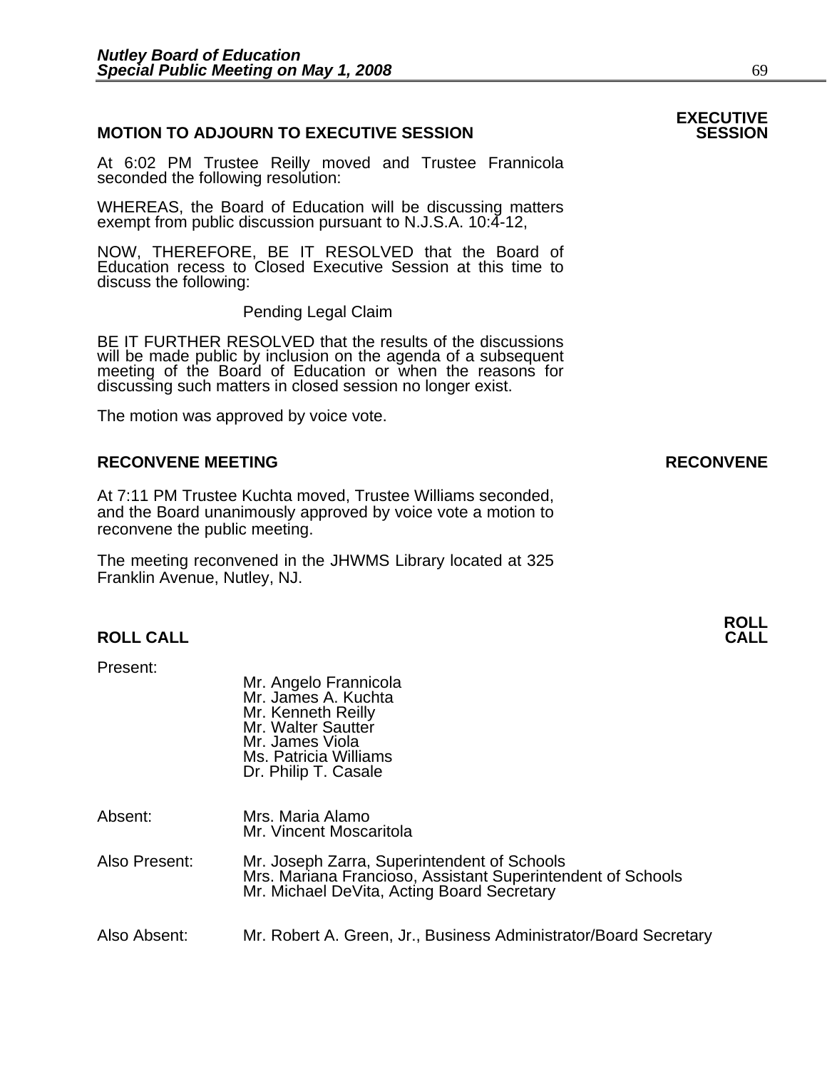## MOTION TO ADJOURN TO EXECUTIVE SESSION

**EXECUTIVE SESSION**

At 6:02 PM Trustee Reilly moved and Trustee Frannicola seconded the following resolution:

WHEREAS, the Board of Education will be discussing matters exempt from public discussion pursuant to N.J.S.A. 10:4-12,

NOW, THEREFORE, BE IT RESOLVED that the Board of Education recess to Closed Executive Session at this time to discuss the following:

Pending Legal Claim

BE IT FURTHER RESOLVED that the results of the discussions will be made public by inclusion on the agenda of a subsequent meeting of the Board of Education or when the reasons for discussing such matters in closed session no longer exist.

The motion was approved by voice vote.

## RECONVENE MEETING

**RECONVENE**

At 7:11 PM Trustee Kuchta moved, Trustee Williams seconded, and the Board unanimously approved by voice vote a motion to reconvene the public meeting.

The meeting reconvened in the JHWMS Library located at 325 Franklin Avenue, Nutley, NJ.

## ROLL CALL

**ROLL CALL**

Present:

Mr. Angelo Frannicola
Mr. James A. Kuchta
Mr. Kenneth Reilly
Mr. Walter Sautter
Mr. James Viola
Ms. Patricia Williams
Dr. Philip T. Casale

Absent: Mrs. Maria Alamo
Mr. Vincent Moscaritola

Also Present: Mr. Joseph Zarra, Superintendent of Schools
Mrs. Mariana Francioso, Assistant Superintendent of Schools
Mr. Michael DeVita, Acting Board Secretary

Also Absent: Mr. Robert A. Green, Jr., Business Administrator/Board Secretary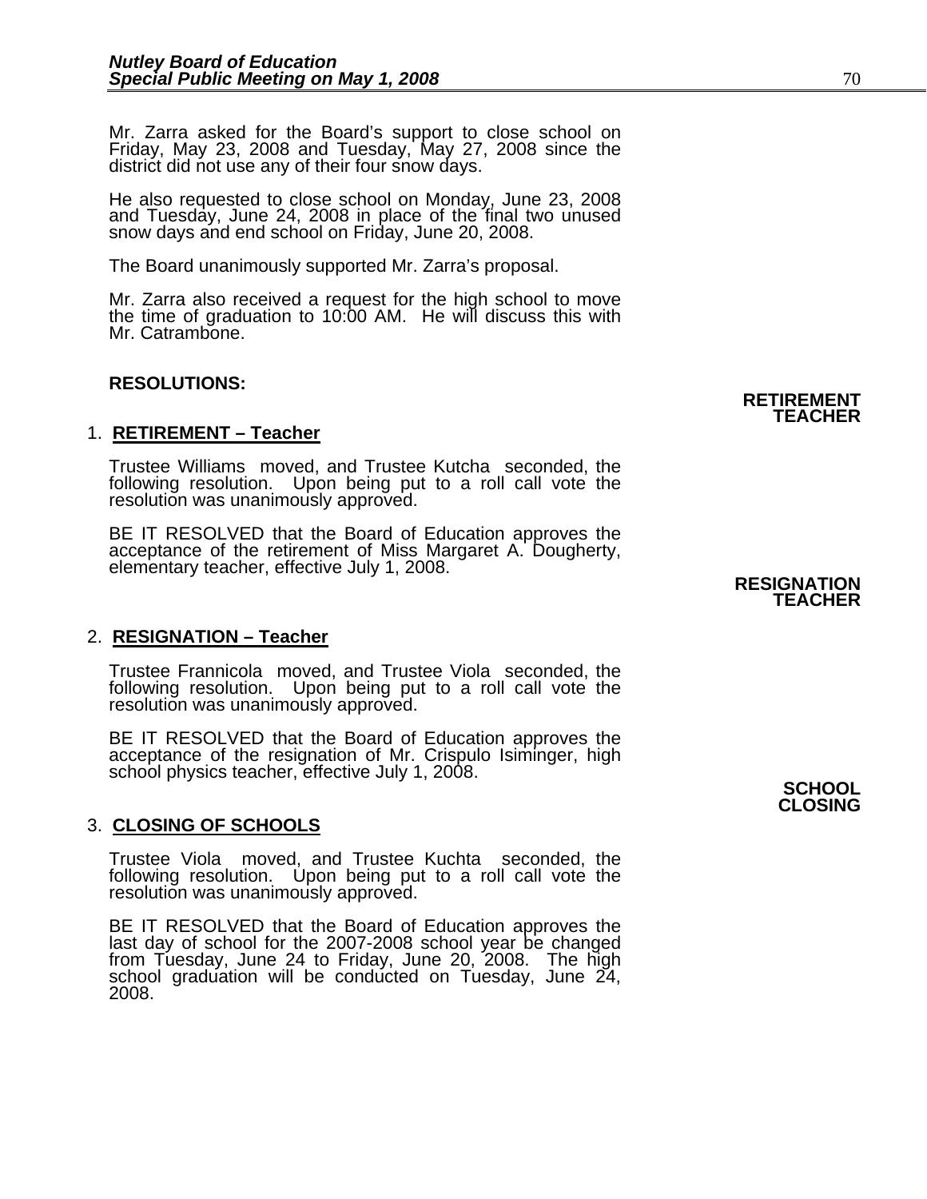Mr. Zarra asked for the Board's support to close school on Friday, May 23, 2008 and Tuesday, May 27, 2008 since the district did not use any of their four snow days.

He also requested to close school on Monday, June 23, 2008 and Tuesday, June 24, 2008 in place of the final two unused snow days and end school on Friday, June 20, 2008.

The Board unanimously supported Mr. Zarra's proposal.

Mr. Zarra also received a request for the high school to move the time of graduation to 10:00 AM. He will discuss this with Mr. Catrambone.

**RESOLUTIONS:**

**RETIREMENT TEACHER**

1. **RETIREMENT – Teacher**

Trustee Williams moved, and Trustee Kutcha seconded, the following resolution. Upon being put to a roll call vote the resolution was unanimously approved.

BE IT RESOLVED that the Board of Education approves the acceptance of the retirement of Miss Margaret A. Dougherty, elementary teacher, effective July 1, 2008.

**RESIGNATION TEACHER**

2. **RESIGNATION – Teacher**

Trustee Frannicola moved, and Trustee Viola seconded, the following resolution. Upon being put to a roll call vote the resolution was unanimously approved.

BE IT RESOLVED that the Board of Education approves the acceptance of the resignation of Mr. Crispulo Isiminger, high school physics teacher, effective July 1, 2008.

**SCHOOL CLOSING**

3. **CLOSING OF SCHOOLS**

Trustee Viola moved, and Trustee Kuchta seconded, the following resolution. Upon being put to a roll call vote the resolution was unanimously approved.

BE IT RESOLVED that the Board of Education approves the last day of school for the 2007-2008 school year be changed from Tuesday, June 24 to Friday, June 20, 2008. The high school graduation will be conducted on Tuesday, June 24, 2008.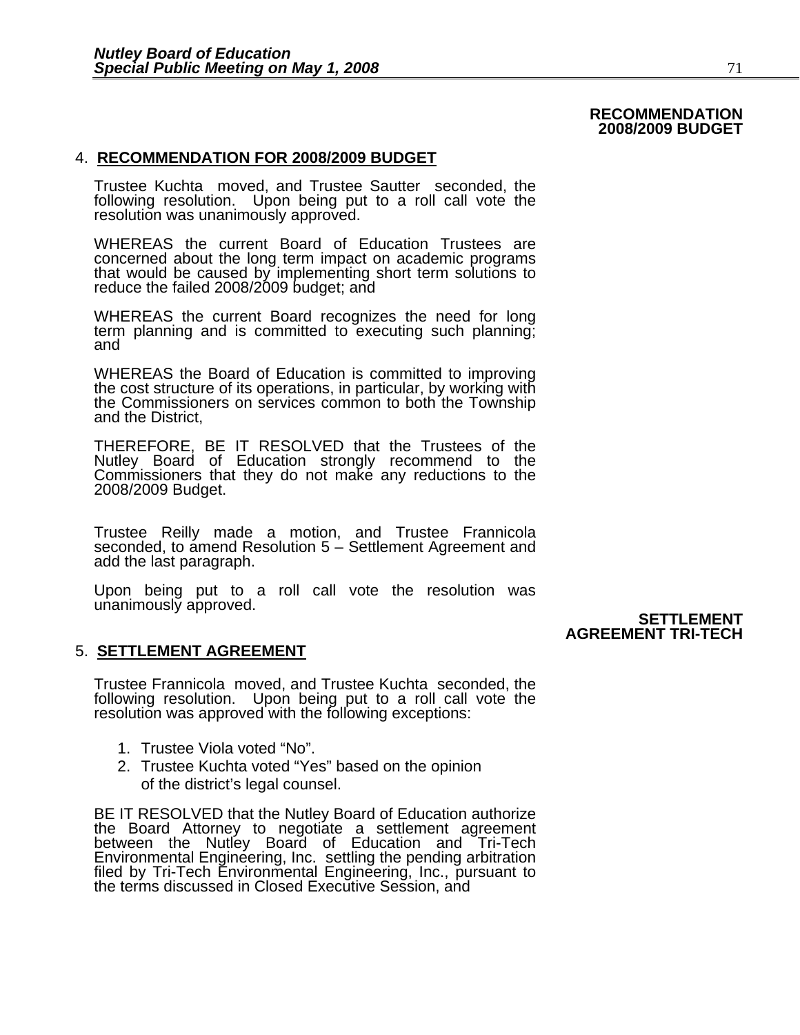**RECOMMENDATION 2008/2009 BUDGET**

4. **RECOMMENDATION FOR 2008/2009 BUDGET**

Trustee Kuchta moved, and Trustee Sautter seconded, the following resolution. Upon being put to a roll call vote the resolution was unanimously approved.

WHEREAS the current Board of Education Trustees are concerned about the long term impact on academic programs that would be caused by implementing short term solutions to reduce the failed 2008/2009 budget; and

WHEREAS the current Board recognizes the need for long term planning and is committed to executing such planning; and

WHEREAS the Board of Education is committed to improving the cost structure of its operations, in particular, by working with the Commissioners on services common to both the Township and the District,

THEREFORE, BE IT RESOLVED that the Trustees of the Nutley Board of Education strongly recommend to the Commissioners that they do not make any reductions to the 2008/2009 Budget.

Trustee Reilly made a motion, and Trustee Frannicola seconded, to amend Resolution 5 – Settlement Agreement and add the last paragraph.

Upon being put to a roll call vote the resolution was unanimously approved.

**SETTLEMENT AGREEMENT TRI-TECH**

5. **SETTLEMENT AGREEMENT**

Trustee Frannicola moved, and Trustee Kuchta seconded, the following resolution. Upon being put to a roll call vote the resolution was approved with the following exceptions:

1. Trustee Viola voted "No".
2. Trustee Kuchta voted "Yes" based on the opinion of the district's legal counsel.

BE IT RESOLVED that the Nutley Board of Education authorize the Board Attorney to negotiate a settlement agreement between the Nutley Board of Education and Tri-Tech Environmental Engineering, Inc. settling the pending arbitration filed by Tri-Tech Environmental Engineering, Inc., pursuant to the terms discussed in Closed Executive Session, and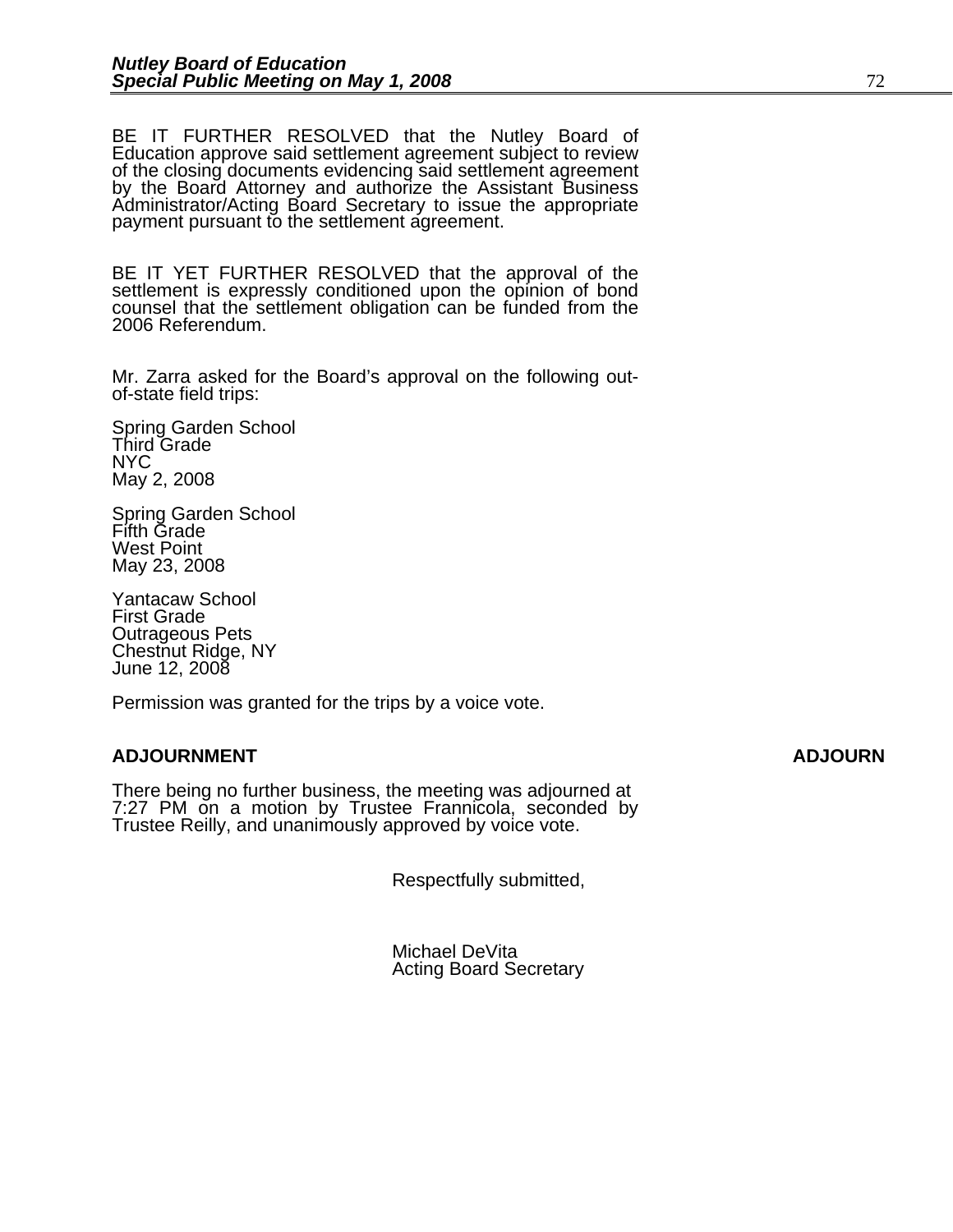BE IT FURTHER RESOLVED that the Nutley Board of Education approve said settlement agreement subject to review of the closing documents evidencing said settlement agreement by the Board Attorney and authorize the Assistant Business Administrator/Acting Board Secretary to issue the appropriate payment pursuant to the settlement agreement.

BE IT YET FURTHER RESOLVED that the approval of the settlement is expressly conditioned upon the opinion of bond counsel that the settlement obligation can be funded from the 2006 Referendum.

Mr. Zarra asked for the Board's approval on the following out-of-state field trips:

Spring Garden School
Third Grade
NYC
May 2, 2008

Spring Garden School
Fifth Grade
West Point
May 23, 2008

Yantacaw School
First Grade
Outrageous Pets
Chestnut Ridge, NY
June 12, 2008

Permission was granted for the trips by a voice vote.

**ADJOURNMENT** **ADJOURN**

There being no further business, the meeting was adjourned at 7:27 PM on a motion by Trustee Frannicola, seconded by Trustee Reilly, and unanimously approved by voice vote.

Respectfully submitted,

Michael DeVita
Acting Board Secretary